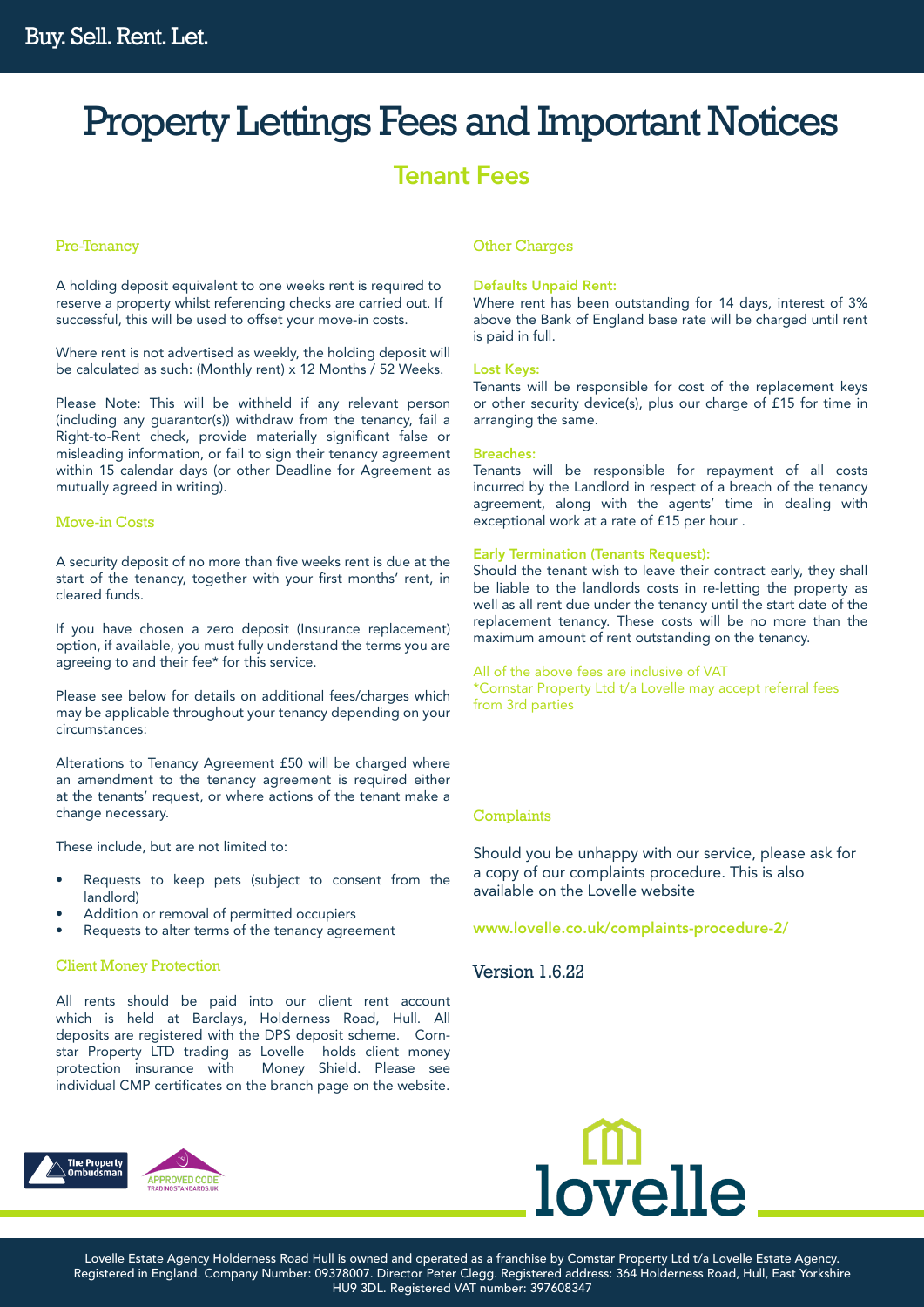Buy. Sell. Rent. Let.

# Property Lettings Fees and Important Notices

## Tenant Fees

### Pre-Tenancy

A holding deposit equivalent to one weeks rent is required to reserve a property whilst referencing checks are carried out. If successful, this will be used to offset your move-in costs.

Where rent is not advertised as weekly, the holding deposit will be calculated as such: (Monthly rent) x 12 Months / 52 Weeks.

Please Note: This will be withheld if any relevant person (including any guarantor(s)) withdraw from the tenancy, fail a Right-to-Rent check, provide materially significant false or misleading information, or fail to sign their tenancy agreement within 15 calendar days (or other Deadline for Agreement as mutually agreed in writing).

### Move-in Costs

A security deposit of no more than five weeks rent is due at the start of the tenancy, together with your first months' rent, in cleared funds.

If you have chosen a zero deposit (Insurance replacement) option, if available, you must fully understand the terms you are agreeing to and their fee* for this service.

Please see below for details on additional fees/charges which may be applicable throughout your tenancy depending on your circumstances:

Alterations to Tenancy Agreement £50 will be charged where an amendment to the tenancy agreement is required either at the tenants' request, or where actions of the tenant make a change necessary.

These include, but are not limited to:

- Requests to keep pets (subject to consent from the landlord)
- Addition or removal of permitted occupiers
- Requests to alter terms of the tenancy agreement

### Client Money Protection

All rents should be paid into our client rent account which is held at Barclays, Holderness Road, Hull. All deposits are registered with the DPS deposit scheme. Corn-star Property LTD trading as Lovelle holds client money protection insurance with Money Shield. Please see individual CMP certificates on the branch page on the website.

### Other Charges

**Defaults Unpaid Rent:**
Where rent has been outstanding for 14 days, interest of 3% above the Bank of England base rate will be charged until rent is paid in full.

**Lost Keys:**
Tenants will be responsible for cost of the replacement keys or other security device(s), plus our charge of £15 for time in arranging the same.

**Breaches:**
Tenants will be responsible for repayment of all costs incurred by the Landlord in respect of a breach of the tenancy agreement, along with the agents' time in dealing with exceptional work at a rate of £15 per hour .

**Early Termination (Tenants Request):**
Should the tenant wish to leave their contract early, they shall be liable to the landlords costs in re-letting the property as well as all rent due under the tenancy until the start date of the replacement tenancy. These costs will be no more than the maximum amount of rent outstanding on the tenancy.

All of the above fees are inclusive of VAT
*Cornstar Property Ltd t/a Lovelle may accept referral fees from 3rd parties

### Complaints

Should you be unhappy with our service, please ask for a copy of our complaints procedure. This is also available on the Lovelle website

**www.lovelle.co.uk/complaints-procedure-2/**

Version 1.6.22

The Property Ombudsman

APPROVED CODE TRADINGSTANDARDS.UK

lovelle

Lovelle Estate Agency Holderness Road Hull is owned and operated as a franchise by Comstar Property Ltd t/a Lovelle Estate Agency. Registered in England. Company Number: 09378007. Director Peter Clegg. Registered address: 364 Holderness Road, Hull, East Yorkshire HU9 3DL. Registered VAT number: 397608347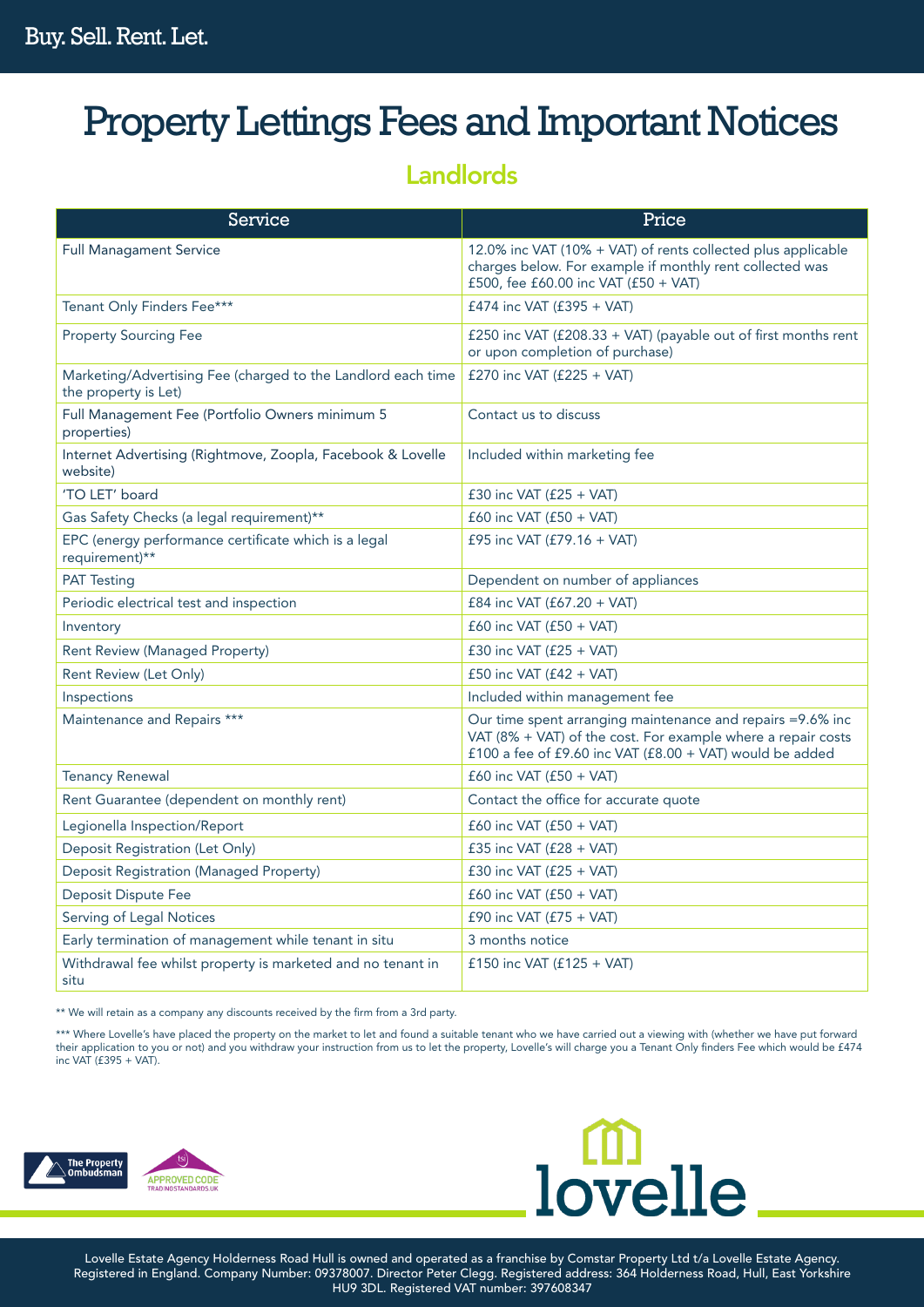Buy. Sell. Rent. Let.

# Property Lettings Fees and Important Notices

## Landlords

| Service | Price |
|---|---|
| Full Managament Service | 12.0% inc VAT (10% + VAT) of rents collected plus applicable charges below. For example if monthly rent collected was £500, fee £60.00 inc VAT (£50 + VAT) |
| Tenant Only Finders Fee*** | £474 inc VAT (£395 + VAT) |
| Property Sourcing Fee | £250 inc VAT (£208.33 + VAT) (payable out of first months rent or upon completion of purchase) |
| Marketing/Advertising Fee (charged to the Landlord each time the property is Let) | £270 inc VAT (£225 + VAT) |
| Full Management Fee (Portfolio Owners minimum 5 properties) | Contact us to discuss |
| Internet Advertising (Rightmove, Zoopla, Facebook & Lovelle website) | Included within marketing fee |
| 'TO LET' board | £30 inc VAT (£25 + VAT) |
| Gas Safety Checks (a legal requirement)** | £60 inc VAT (£50 + VAT) |
| EPC (energy performance certificate which is a legal requirement)** | £95 inc VAT (£79.16 + VAT) |
| PAT Testing | Dependent on number of appliances |
| Periodic electrical test and inspection | £84 inc VAT (£67.20 + VAT) |
| Inventory | £60 inc VAT (£50 + VAT) |
| Rent Review (Managed Property) | £30 inc VAT (£25 + VAT) |
| Rent Review (Let Only) | £50 inc VAT (£42 + VAT) |
| Inspections | Included within management fee |
| Maintenance and Repairs *** | Our time spent arranging maintenance and repairs =9.6% inc VAT (8% + VAT) of the cost. For example where a repair costs £100 a fee of £9.60 inc VAT (£8.00 + VAT) would be added |
| Tenancy Renewal | £60 inc VAT (£50 + VAT) |
| Rent Guarantee (dependent on monthly rent) | Contact the office for accurate quote |
| Legionella Inspection/Report | £60 inc VAT (£50 + VAT) |
| Deposit Registration (Let Only) | £35 inc VAT (£28 + VAT) |
| Deposit Registration (Managed Property) | £30 inc VAT (£25 + VAT) |
| Deposit Dispute Fee | £60 inc VAT (£50 + VAT) |
| Serving of Legal Notices | £90 inc VAT (£75 + VAT) |
| Early termination of management while tenant in situ | 3 months notice |
| Withdrawal fee whilst property is marketed and no tenant in situ | £150 inc VAT (£125 + VAT) |

** We will retain as a company any discounts received by the firm from a 3rd party.

*** Where Lovelle's have placed the property on the market to let and found a suitable tenant who we have carried out a viewing with (whether we have put forward their application to you or not) and you withdraw your instruction from us to let the property, Lovelle's will charge you a Tenant Only finders Fee which would be £474 inc VAT (£395 + VAT).

The Property Ombudsman

APPROVED CODE TRADINGSTANDARDS.UK

lovelle

Lovelle Estate Agency Holderness Road Hull is owned and operated as a franchise by Comstar Property Ltd t/a Lovelle Estate Agency. Registered in England. Company Number: 09378007. Director Peter Clegg. Registered address: 364 Holderness Road, Hull, East Yorkshire HU9 3DL. Registered VAT number: 397608347